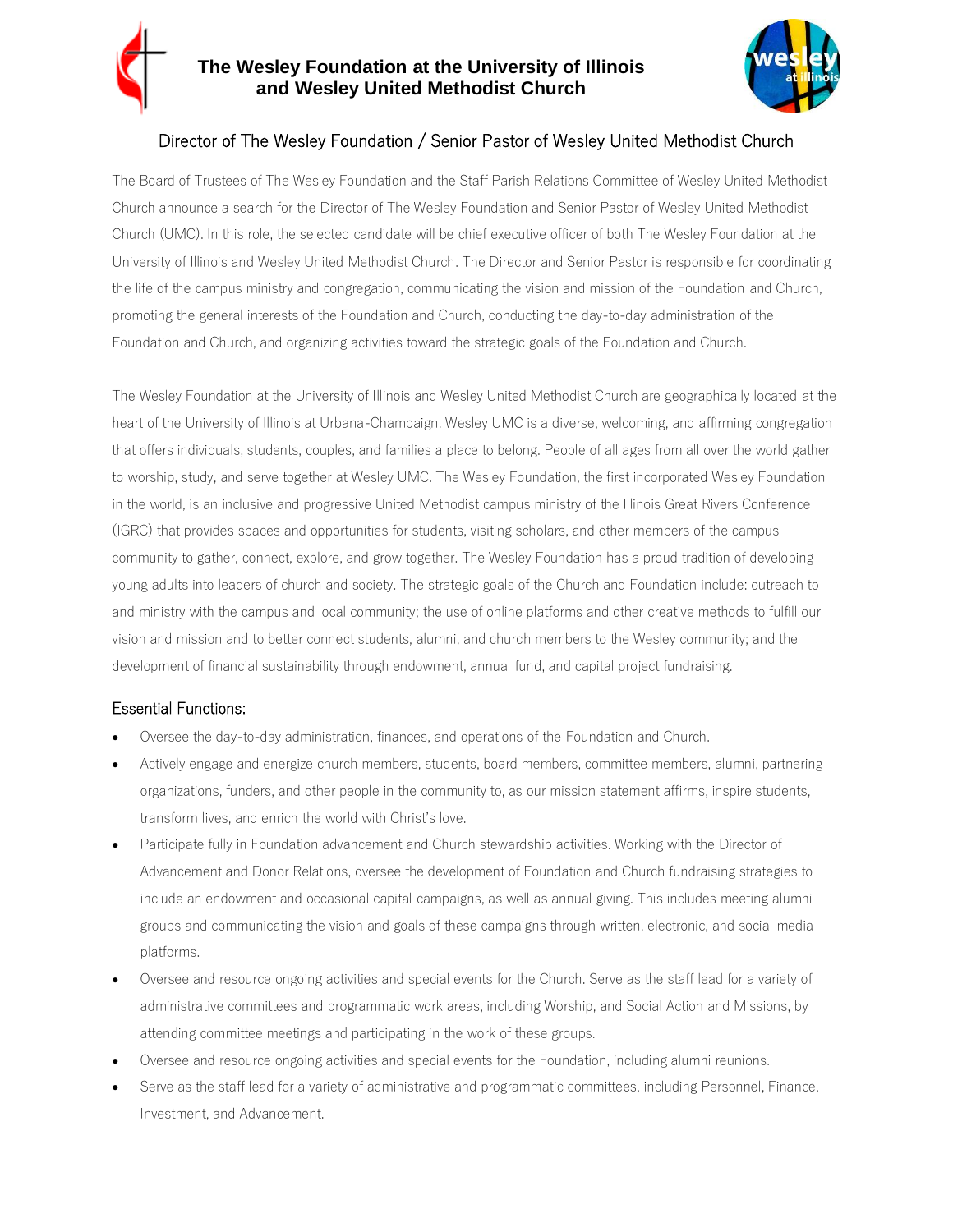# The Wesley Foundation at the University of Illinois and Wesley United Methodist Church

## Director of The Wesley Foundation / Senior Pastor of Wesley United Methodist Church

The Board of Trustees of The Wesley Foundation and the Staff Parish Relations Committee of Wesley United Methodist Church announce a search for the Director of The Wesley Foundation and Senior Pastor of Wesley United Methodist Church (UMC). In this role, the selected candidate will be chief executive officer of both The Wesley Foundation at the University of Illinois and Wesley United Methodist Church. The Director and Senior Pastor is responsible for coordinating the life of the campus ministry and congregation, communicating the vision and mission of the Foundation and Church, promoting the general interests of the Foundation and Church, conducting the day-to-day administration of the Foundation and Church, and organizing activities toward the strategic goals of the Foundation and Church.

The Wesley Foundation at the University of Illinois and Wesley United Methodist Church are geographically located at the heart of the University of Illinois at Urbana-Champaign. Wesley UMC is a diverse, welcoming, and affirming congregation that offers individuals, students, couples, and families a place to belong. People of all ages from all over the world gather to worship, study, and serve together at Wesley UMC. The Wesley Foundation, the first incorporated Wesley Foundation in the world, is an inclusive and progressive United Methodist campus ministry of the Illinois Great Rivers Conference (IGRC) that provides spaces and opportunities for students, visiting scholars, and other members of the campus community to gather, connect, explore, and grow together. The Wesley Foundation has a proud tradition of developing young adults into leaders of church and society. The strategic goals of the Church and Foundation include: outreach to and ministry with the campus and local community; the use of online platforms and other creative methods to fulfill our vision and mission and to better connect students, alumni, and church members to the Wesley community; and the development of financial sustainability through endowment, annual fund, and capital project fundraising.

### Essential Functions:

- Oversee the day-to-day administration, finances, and operations of the Foundation and Church.
- Actively engage and energize church members, students, board members, committee members, alumni, partnering organizations, funders, and other people in the community to, as our mission statement affirms, inspire students, transform lives, and enrich the world with Christ's love.
- Participate fully in Foundation advancement and Church stewardship activities. Working with the Director of Advancement and Donor Relations, oversee the development of Foundation and Church fundraising strategies to include an endowment and occasional capital campaigns, as well as annual giving. This includes meeting alumni groups and communicating the vision and goals of these campaigns through written, electronic, and social media platforms.
- Oversee and resource ongoing activities and special events for the Church. Serve as the staff lead for a variety of administrative committees and programmatic work areas, including Worship, and Social Action and Missions, by attending committee meetings and participating in the work of these groups.
- Oversee and resource ongoing activities and special events for the Foundation, including alumni reunions.
- Serve as the staff lead for a variety of administrative and programmatic committees, including Personnel, Finance, Investment, and Advancement.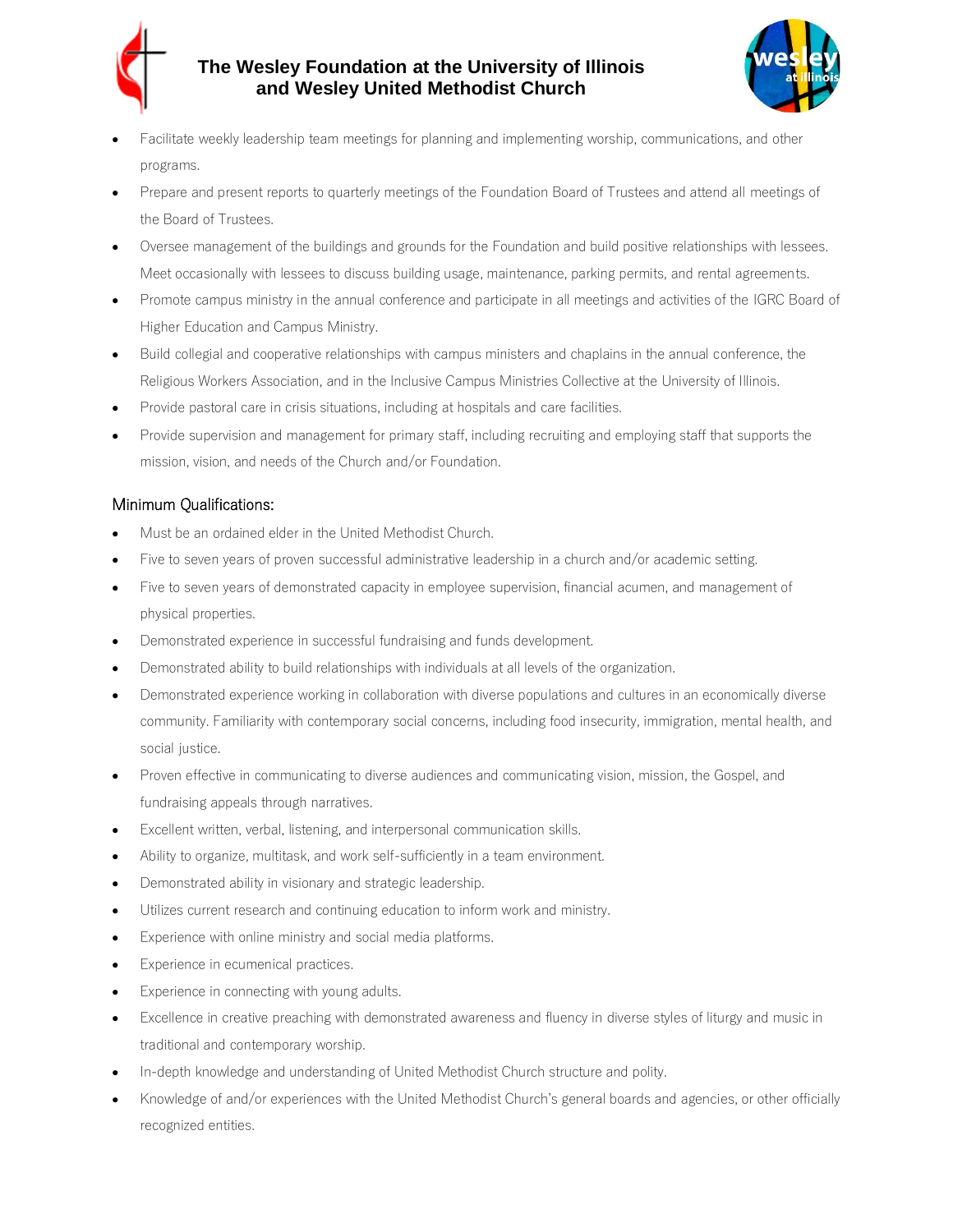- Facilitate weekly leadership team meetings for planning and implementing worship, communications, and other programs.
- Prepare and present reports to quarterly meetings of the Foundation Board of Trustees and attend all meetings of the Board of Trustees.
- Oversee management of the buildings and grounds for the Foundation and build positive relationships with lessees. Meet occasionally with lessees to discuss building usage, maintenance, parking permits, and rental agreements.
- Promote campus ministry in the annual conference and participate in all meetings and activities of the IGRC Board of Higher Education and Campus Ministry.
- Build collegial and cooperative relationships with campus ministers and chaplains in the annual conference, the Religious Workers Association, and in the Inclusive Campus Ministries Collective at the University of Illinois.
- Provide pastoral care in crisis situations, including at hospitals and care facilities.
- Provide supervision and management for primary staff, including recruiting and employing staff that supports the mission, vision, and needs of the Church and/or Foundation.

## Minimum Qualifications:

- Must be an ordained elder in the United Methodist Church.
- Five to seven years of proven successful administrative leadership in a church and/or academic setting.
- Five to seven years of demonstrated capacity in employee supervision, financial acumen, and management of physical properties.
- Demonstrated experience in successful fundraising and funds development.
- Demonstrated ability to build relationships with individuals at all levels of the organization.
- Demonstrated experience working in collaboration with diverse populations and cultures in an economically diverse community. Familiarity with contemporary social concerns, including food insecurity, immigration, mental health, and social justice.
- Proven effective in communicating to diverse audiences and communicating vision, mission, the Gospel, and fundraising appeals through narratives.
- Excellent written, verbal, listening, and interpersonal communication skills.
- Ability to organize, multitask, and work self-sufficiently in a team environment.
- Demonstrated ability in visionary and strategic leadership.
- Utilizes current research and continuing education to inform work and ministry.
- Experience with online ministry and social media platforms.
- Experience in ecumenical practices.
- Experience in connecting with young adults.
- Excellence in creative preaching with demonstrated awareness and fluency in diverse styles of liturgy and music in traditional and contemporary worship.
- In-depth knowledge and understanding of United Methodist Church structure and polity.
- Knowledge of and/or experiences with the United Methodist Church's general boards and agencies, or other officially recognized entities.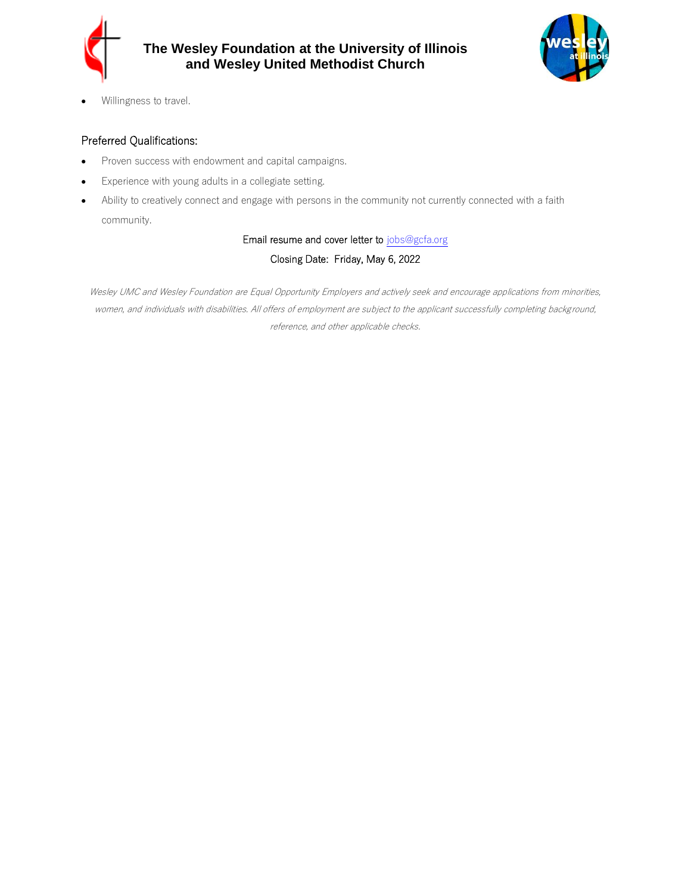- Willingness to travel.

## Preferred Qualifications:

- Proven success with endowment and capital campaigns.
- Experience with young adults in a collegiate setting.
- Ability to creatively connect and engage with persons in the community not currently connected with a faith community.

Email resume and cover letter to jobs@gcfa.org

Closing Date: Friday, May 6, 2022

*Wesley UMC and Wesley Foundation are Equal Opportunity Employers and actively seek and encourage applications from minorities, women, and individuals with disabilities. All offers of employment are subject to the applicant successfully completing background, reference, and other applicable checks.*